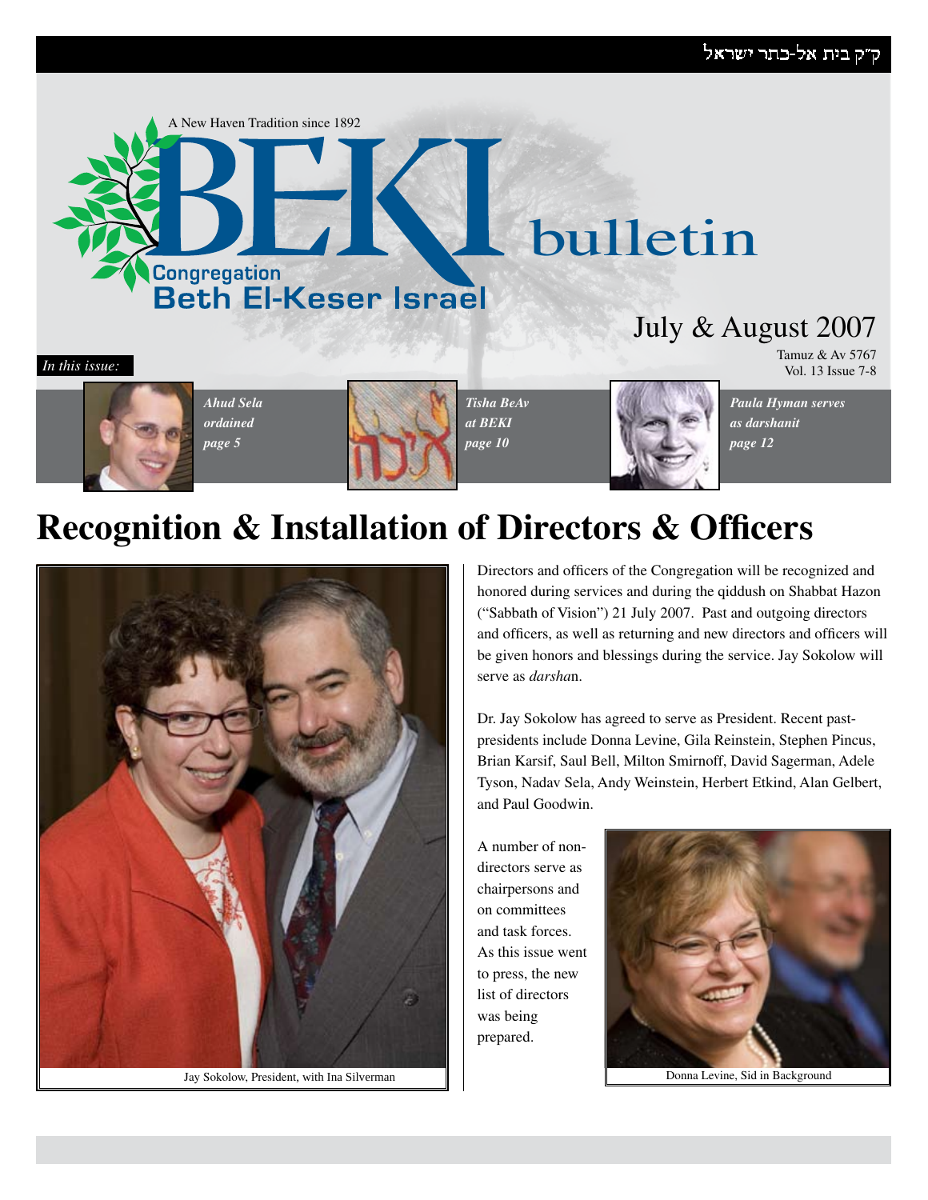ק״ק בית אל-כתר ישראל

A New Haven Tradition since 1892

# BEKI bulletin

Congregation Beth El-Keser Israel

July & August 2007

Tamuz & Av 5767
Vol. 13 Issue 7-8

*In this issue:*

*Ahud Sela ordained page 5*

*Tisha BeAv at BEKI page 10*

*Paula Hyman serves as darshanit page 12*

# Recognition & Installation of Directors & Officers

Jay Sokolow, President, with Ina Silverman

Directors and officers of the Congregation will be recognized and honored during services and during the qiddush on Shabbat Hazon ("Sabbath of Vision") 21 July 2007. Past and outgoing directors and officers, as well as returning and new directors and officers will be given honors and blessings during the service. Jay Sokolow will serve as *darsha*n.

Dr. Jay Sokolow has agreed to serve as President. Recent past-presidents include Donna Levine, Gila Reinstein, Stephen Pincus, Brian Karsif, Saul Bell, Milton Smirnoff, David Sagerman, Adele Tyson, Nadav Sela, Andy Weinstein, Herbert Etkind, Alan Gelbert, and Paul Goodwin.

A number of non-directors serve as chairpersons and on committees and task forces. As this issue went to press, the new list of directors was being prepared.

Donna Levine, Sid in Background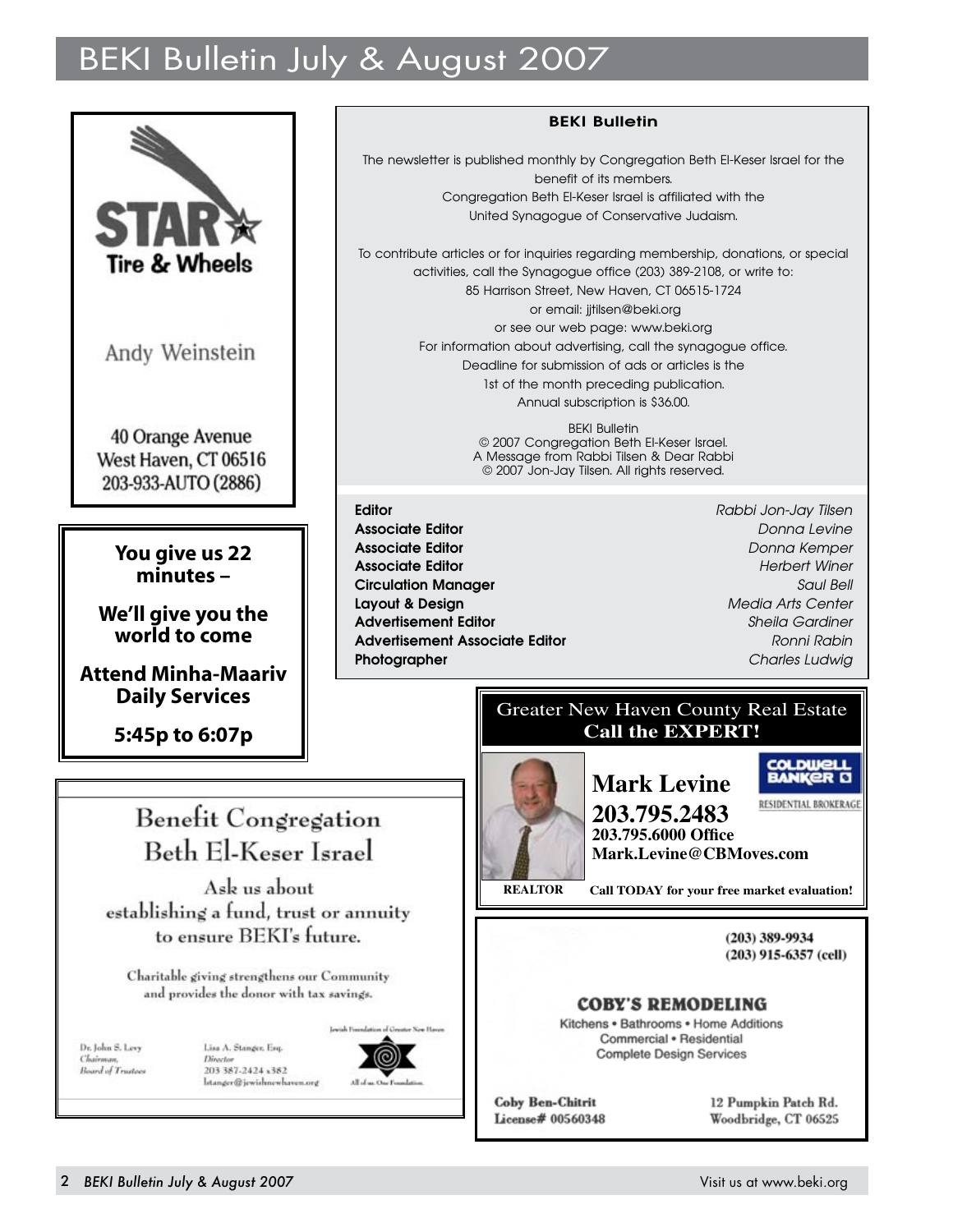## BEKI Bulletin

The newsletter is published monthly by Congregation Beth El-Keser Israel for the benefit of its members.
Congregation Beth El-Keser Israel is affiliated with the United Synagogue of Conservative Judaism.

To contribute articles or for inquiries regarding membership, donations, or special activities, call the Synagogue office (203) 389-2108, or write to:
85 Harrison Street, New Haven, CT 06515-1724
or email: jjtilsen@beki.org
or see our web page: www.beki.org
For information about advertising, call the synagogue office.
Deadline for submission of ads or articles is the 1st of the month preceding publication.
Annual subscription is $36.00.

BEKI Bulletin
© 2007 Congregation Beth El-Keser Israel.
A Message from Rabbi Tilsen & Dear Rabbi
© 2007 Jon-Jay Tilsen. All rights reserved.

| | |
|---|---|
| **Editor** | *Rabbi Jon-Jay Tilsen* |
| **Associate Editor** | *Donna Levine* |
| **Associate Editor** | *Donna Kemper* |
| **Associate Editor** | *Herbert Winer* |
| **Circulation Manager** | *Saul Bell* |
| **Layout & Design** | *Media Arts Center* |
| **Advertisement Editor** | *Sheila Gardiner* |
| **Advertisement Associate Editor** | *Ronni Rabin* |
| **Photographer** | *Charles Ludwig* |

---

**STAR Tire & Wheels**

Andy Weinstein

40 Orange Avenue
West Haven, CT 06516
203-933-AUTO (2886)

---

**You give us 22 minutes –**

**We'll give you the world to come**

**Attend Minha-Maariv Daily Services**

**5:45p to 6:07p**

---

Greater New Haven County Real Estate
**Call the EXPERT!**

**Mark Levine**
**203.795.2483**
**203.795.6000 Office**
**Mark.Levine@CBMoves.com**

COLDWELL BANKER RESIDENTIAL BROKERAGE

REALTOR

**Call TODAY for your free market evaluation!**

---

Benefit Congregation Beth El-Keser Israel

Ask us about establishing a fund, trust or annuity to ensure BEKI's future.

Charitable giving strengthens our Community and provides the donor with tax savings.

Dr. John S. Levy
*Chairman, Board of Trustees*

Lisa A. Stanger, Esq.
*Director*
203 387-2424 x382
lstanger@jewishnewhaven.org

Jewish Foundation of Greater New Haven
All of us. One Foundation.

---

(203) 389-9934
(203) 915-6357 (cell)

**COBY'S REMODELING**

Kitchens • Bathrooms • Home Additions
Commercial • Residential
Complete Design Services

Coby Ben-Chitrit
License# 00560348

12 Pumpkin Patch Rd.
Woodbridge, CT 06525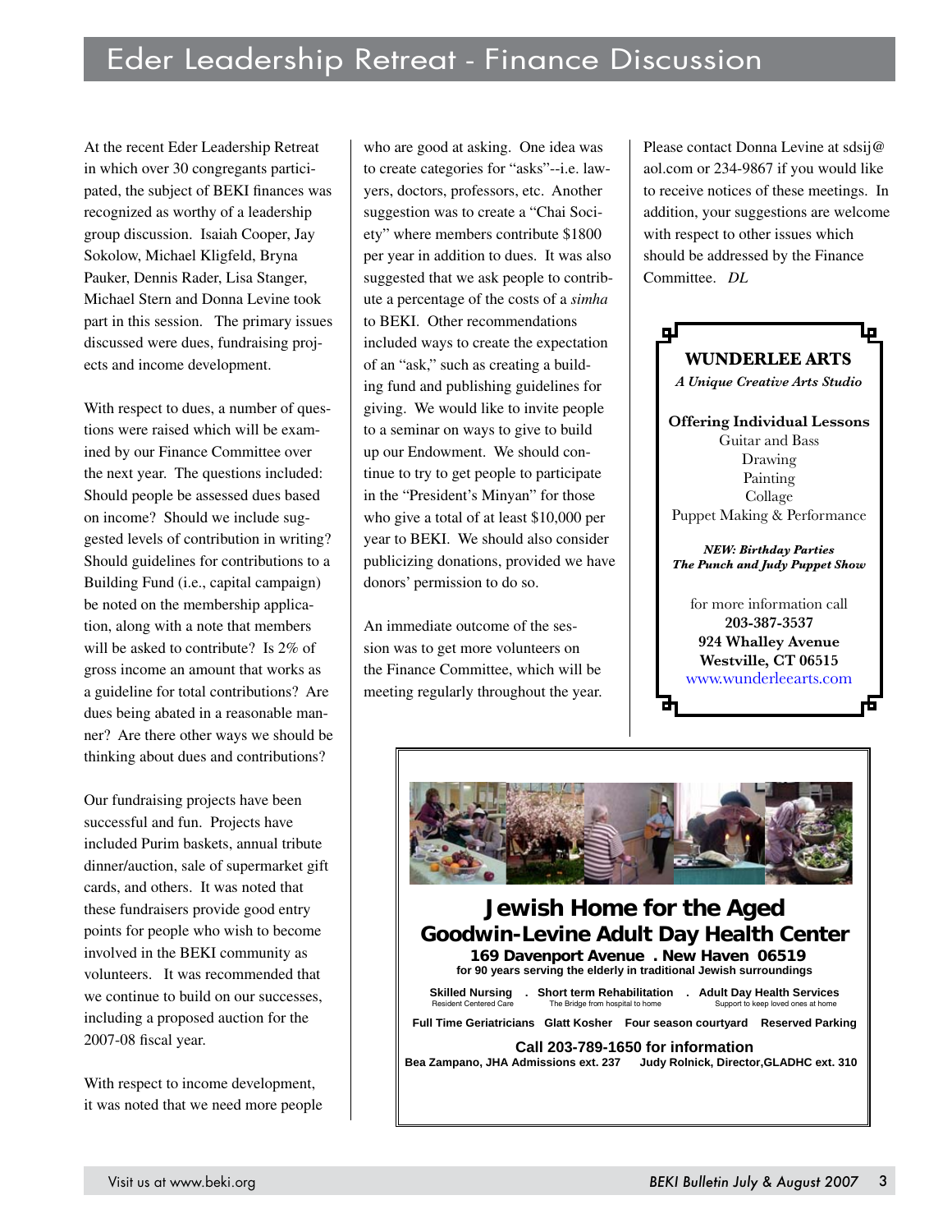# Eder Leadership Retreat - Finance Discussion

At the recent Eder Leadership Retreat in which over 30 congregants participated, the subject of BEKI finances was recognized as worthy of a leadership group discussion. Isaiah Cooper, Jay Sokolow, Michael Kligfeld, Bryna Pauker, Dennis Rader, Lisa Stanger, Michael Stern and Donna Levine took part in this session. The primary issues discussed were dues, fundraising projects and income development.

With respect to dues, a number of questions were raised which will be examined by our Finance Committee over the next year. The questions included: Should people be assessed dues based on income? Should we include suggested levels of contribution in writing? Should guidelines for contributions to a Building Fund (i.e., capital campaign) be noted on the membership application, along with a note that members will be asked to contribute? Is 2% of gross income an amount that works as a guideline for total contributions? Are dues being abated in a reasonable manner? Are there other ways we should be thinking about dues and contributions?

Our fundraising projects have been successful and fun. Projects have included Purim baskets, annual tribute dinner/auction, sale of supermarket gift cards, and others. It was noted that these fundraisers provide good entry points for people who wish to become involved in the BEKI community as volunteers. It was recommended that we continue to build on our successes, including a proposed auction for the 2007-08 fiscal year.

With respect to income development, it was noted that we need more people who are good at asking. One idea was to create categories for "asks"--i.e. lawyers, doctors, professors, etc. Another suggestion was to create a "Chai Society" where members contribute $1800 per year in addition to dues. It was also suggested that we ask people to contribute a percentage of the costs of a *simha* to BEKI. Other recommendations included ways to create the expectation of an "ask," such as creating a building fund and publishing guidelines for giving. We would like to invite people to a seminar on ways to give to build up our Endowment. We should continue to try to get people to participate in the "President's Minyan" for those who give a total of at least $10,000 per year to BEKI. We should also consider publicizing donations, provided we have donors' permission to do so.

An immediate outcome of the session was to get more volunteers on the Finance Committee, which will be meeting regularly throughout the year.

Please contact Donna Levine at sdsij@aol.com or 234-9867 if you would like to receive notices of these meetings. In addition, your suggestions are welcome with respect to other issues which should be addressed by the Finance Committee. *DL*

---

**WUNDERLEE ARTS**

*A Unique Creative Arts Studio*

**Offering Individual Lessons**

Guitar and Bass
Drawing
Painting
Collage
Puppet Making & Performance

***NEW: Birthday Parties***
***The Punch and Judy Puppet Show***

for more information call
**203-387-3537**
**924 Whalley Avenue**
**Westville, CT 06515**
www.wunderleearts.com

---

**Jewish Home for the Aged**
**Goodwin-Levine Adult Day Health Center**
**169 Davenport Avenue . New Haven 06519**
**for 90 years serving the elderly in traditional Jewish surroundings**

**Skilled Nursing** — Resident Centered Care . **Short term Rehabilitation** — The Bridge from hospital to home . **Adult Day Health Services** — Support to keep loved ones at home

**Full Time Geriatricians   Glatt Kosher   Four season courtyard   Reserved Parking**

**Call 203-789-1650 for information**
**Bea Zampano, JHA Admissions ext. 237   Judy Rolnick, Director,GLADHC ext. 310**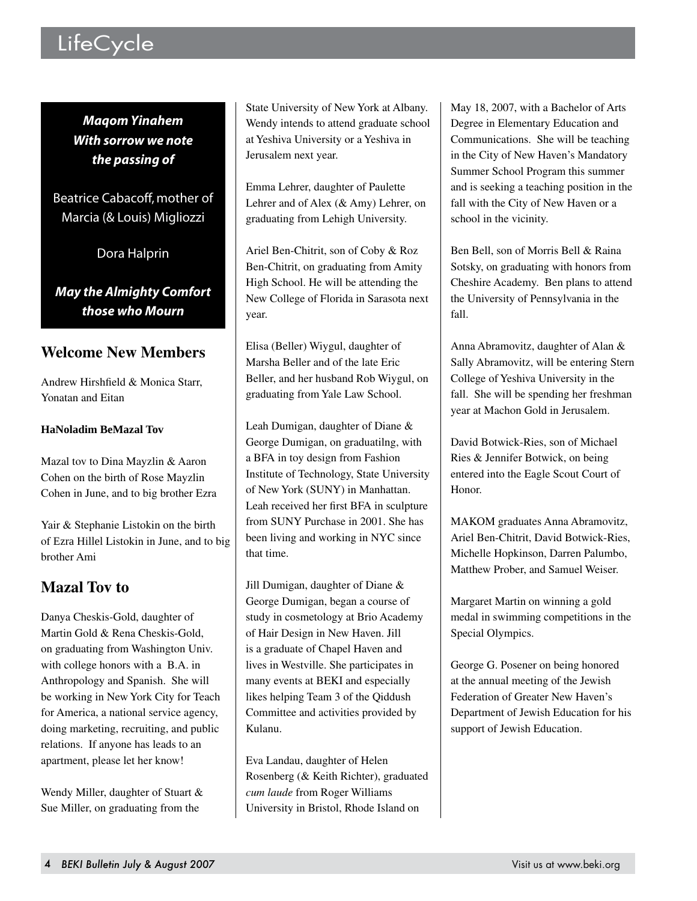# LifeCycle

***Maqom Yinahem***
***With sorrow we note the passing of***

Beatrice Cabacoff, mother of Marcia (& Louis) Migliozzi

Dora Halprin

***May the Almighty Comfort those who Mourn***

## Welcome New Members

Andrew Hirshfield & Monica Starr, Yonatan and Eitan

**HaNoladim BeMazal Tov**

Mazal tov to Dina Mayzlin & Aaron Cohen on the birth of Rose Mayzlin Cohen in June, and to big brother Ezra

Yair & Stephanie Listokin on the birth of Ezra Hillel Listokin in June, and to big brother Ami

## Mazal Tov to

Danya Cheskis-Gold, daughter of Martin Gold & Rena Cheskis-Gold, on graduating from Washington Univ. with college honors with a B.A. in Anthropology and Spanish. She will be working in New York City for Teach for America, a national service agency, doing marketing, recruiting, and public relations. If anyone has leads to an apartment, please let her know!

Wendy Miller, daughter of Stuart & Sue Miller, on graduating from the State University of New York at Albany. Wendy intends to attend graduate school at Yeshiva University or a Yeshiva in Jerusalem next year.

Emma Lehrer, daughter of Paulette Lehrer and of Alex (& Amy) Lehrer, on graduating from Lehigh University.

Ariel Ben-Chitrit, son of Coby & Roz Ben-Chitrit, on graduating from Amity High School. He will be attending the New College of Florida in Sarasota next year.

Elisa (Beller) Wiygul, daughter of Marsha Beller and of the late Eric Beller, and her husband Rob Wiygul, on graduating from Yale Law School.

Leah Dumigan, daughter of Diane & George Dumigan, on graduatilng, with a BFA in toy design from Fashion Institute of Technology, State University of New York (SUNY) in Manhattan. Leah received her first BFA in sculpture from SUNY Purchase in 2001. She has been living and working in NYC since that time.

Jill Dumigan, daughter of Diane & George Dumigan, began a course of study in cosmetology at Brio Academy of Hair Design in New Haven. Jill is a graduate of Chapel Haven and lives in Westville. She participates in many events at BEKI and especially likes helping Team 3 of the Qiddush Committee and activities provided by Kulanu.

Eva Landau, daughter of Helen Rosenberg (& Keith Richter), graduated *cum laude* from Roger Williams University in Bristol, Rhode Island on May 18, 2007, with a Bachelor of Arts Degree in Elementary Education and Communications. She will be teaching in the City of New Haven's Mandatory Summer School Program this summer and is seeking a teaching position in the fall with the City of New Haven or a school in the vicinity.

Ben Bell, son of Morris Bell & Raina Sotsky, on graduating with honors from Cheshire Academy. Ben plans to attend the University of Pennsylvania in the fall.

Anna Abramovitz, daughter of Alan & Sally Abramovitz, will be entering Stern College of Yeshiva University in the fall. She will be spending her freshman year at Machon Gold in Jerusalem.

David Botwick-Ries, son of Michael Ries & Jennifer Botwick, on being entered into the Eagle Scout Court of Honor.

MAKOM graduates Anna Abramovitz, Ariel Ben-Chitrit, David Botwick-Ries, Michelle Hopkinson, Darren Palumbo, Matthew Prober, and Samuel Weiser.

Margaret Martin on winning a gold medal in swimming competitions in the Special Olympics.

George G. Posener on being honored at the annual meeting of the Jewish Federation of Greater New Haven's Department of Jewish Education for his support of Jewish Education.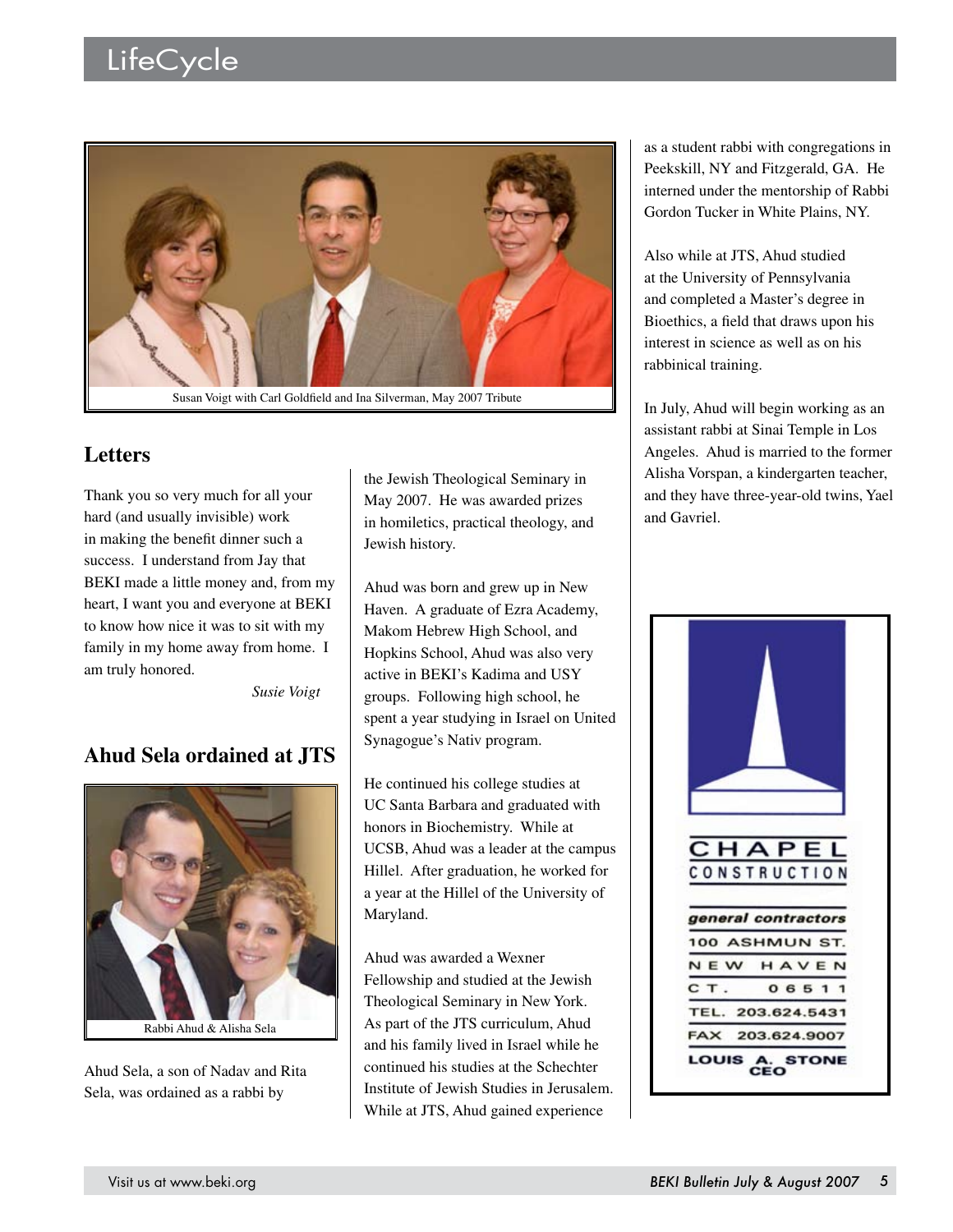Susan Voigt with Carl Goldfield and Ina Silverman, May 2007 Tribute

## Letters

Thank you so very much for all your hard (and usually invisible) work in making the benefit dinner such a success. I understand from Jay that BEKI made a little money and, from my heart, I want you and everyone at BEKI to know how nice it was to sit with my family in my home away from home. I am truly honored.

*Susie Voigt*

## Ahud Sela ordained at JTS

Rabbi Ahud & Alisha Sela

Ahud Sela, a son of Nadav and Rita Sela, was ordained as a rabbi by the Jewish Theological Seminary in May 2007. He was awarded prizes in homiletics, practical theology, and Jewish history.

Ahud was born and grew up in New Haven. A graduate of Ezra Academy, Makom Hebrew High School, and Hopkins School, Ahud was also very active in BEKI's Kadima and USY groups. Following high school, he spent a year studying in Israel on United Synagogue's Nativ program.

He continued his college studies at UC Santa Barbara and graduated with honors in Biochemistry. While at UCSB, Ahud was a leader at the campus Hillel. After graduation, he worked for a year at the Hillel of the University of Maryland.

Ahud was awarded a Wexner Fellowship and studied at the Jewish Theological Seminary in New York. As part of the JTS curriculum, Ahud and his family lived in Israel while he continued his studies at the Schechter Institute of Jewish Studies in Jerusalem. While at JTS, Ahud gained experience as a student rabbi with congregations in Peekskill, NY and Fitzgerald, GA. He interned under the mentorship of Rabbi Gordon Tucker in White Plains, NY.

Also while at JTS, Ahud studied at the University of Pennsylvania and completed a Master's degree in Bioethics, a field that draws upon his interest in science as well as on his rabbinical training.

In July, Ahud will begin working as an assistant rabbi at Sinai Temple in Los Angeles. Ahud is married to the former Alisha Vorspan, a kindergarten teacher, and they have three-year-old twins, Yael and Gavriel.

CHAPEL CONSTRUCTION

*general contractors*

100 ASHMUN ST.
NEW HAVEN
CT. 06511
TEL. 203.624.5431
FAX 203.624.9007
LOUIS A. STONE
CEO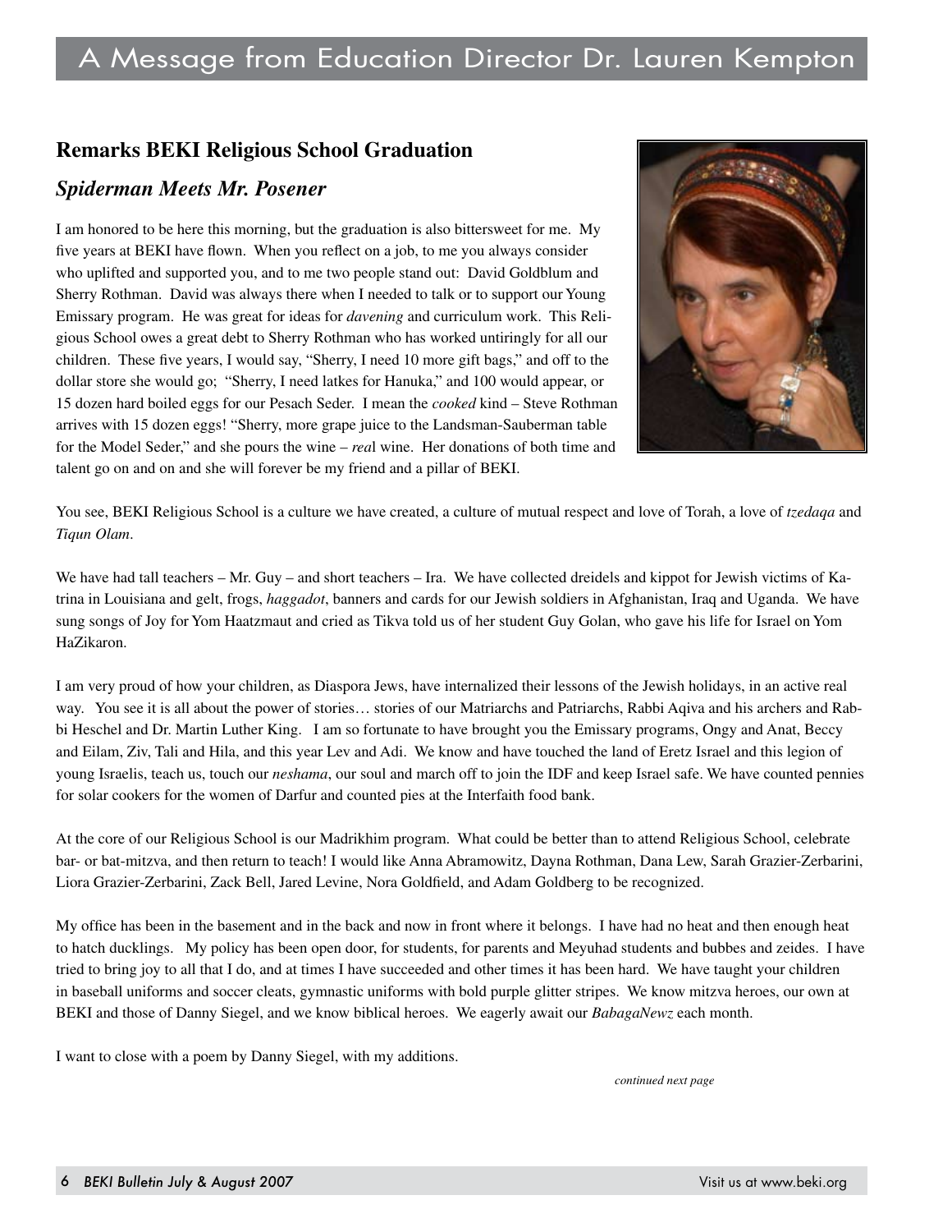# A Message from Education Director Dr. Lauren Kempton

## Remarks BEKI Religious School Graduation

### *Spiderman Meets Mr. Posener*

I am honored to be here this morning, but the graduation is also bittersweet for me. My five years at BEKI have flown. When you reflect on a job, to me you always consider who uplifted and supported you, and to me two people stand out: David Goldblum and Sherry Rothman. David was always there when I needed to talk or to support our Young Emissary program. He was great for ideas for *davening* and curriculum work. This Religious School owes a great debt to Sherry Rothman who has worked untiringly for all our children. These five years, I would say, "Sherry, I need 10 more gift bags," and off to the dollar store she would go; "Sherry, I need latkes for Hanuka," and 100 would appear, or 15 dozen hard boiled eggs for our Pesach Seder. I mean the *cooked* kind – Steve Rothman arrives with 15 dozen eggs! "Sherry, more grape juice to the Landsman-Sauberman table for the Model Seder," and she pours the wine – *rea*l wine. Her donations of both time and talent go on and on and she will forever be my friend and a pillar of BEKI.

You see, BEKI Religious School is a culture we have created, a culture of mutual respect and love of Torah, a love of *tzedaqa* and *Tiqun Olam*.

We have had tall teachers – Mr. Guy – and short teachers – Ira. We have collected dreidels and kippot for Jewish victims of Katrina in Louisiana and gelt, frogs, *haggadot*, banners and cards for our Jewish soldiers in Afghanistan, Iraq and Uganda. We have sung songs of Joy for Yom Haatzmaut and cried as Tikva told us of her student Guy Golan, who gave his life for Israel on Yom HaZikaron.

I am very proud of how your children, as Diaspora Jews, have internalized their lessons of the Jewish holidays, in an active real way. You see it is all about the power of stories… stories of our Matriarchs and Patriarchs, Rabbi Aqiva and his archers and Rabbi Heschel and Dr. Martin Luther King. I am so fortunate to have brought you the Emissary programs, Ongy and Anat, Beccy and Eilam, Ziv, Tali and Hila, and this year Lev and Adi. We know and have touched the land of Eretz Israel and this legion of young Israelis, teach us, touch our *neshama*, our soul and march off to join the IDF and keep Israel safe. We have counted pennies for solar cookers for the women of Darfur and counted pies at the Interfaith food bank.

At the core of our Religious School is our Madrikhim program. What could be better than to attend Religious School, celebrate bar- or bat-mitzva, and then return to teach! I would like Anna Abramowitz, Dayna Rothman, Dana Lew, Sarah Grazier-Zerbarini, Liora Grazier-Zerbarini, Zack Bell, Jared Levine, Nora Goldfield, and Adam Goldberg to be recognized.

My office has been in the basement and in the back and now in front where it belongs. I have had no heat and then enough heat to hatch ducklings. My policy has been open door, for students, for parents and Meyuhad students and bubbes and zeides. I have tried to bring joy to all that I do, and at times I have succeeded and other times it has been hard. We have taught your children in baseball uniforms and soccer cleats, gymnastic uniforms with bold purple glitter stripes. We know mitzva heroes, our own at BEKI and those of Danny Siegel, and we know biblical heroes. We eagerly await our *BabagaNewz* each month.

I want to close with a poem by Danny Siegel, with my additions.

*continued next page*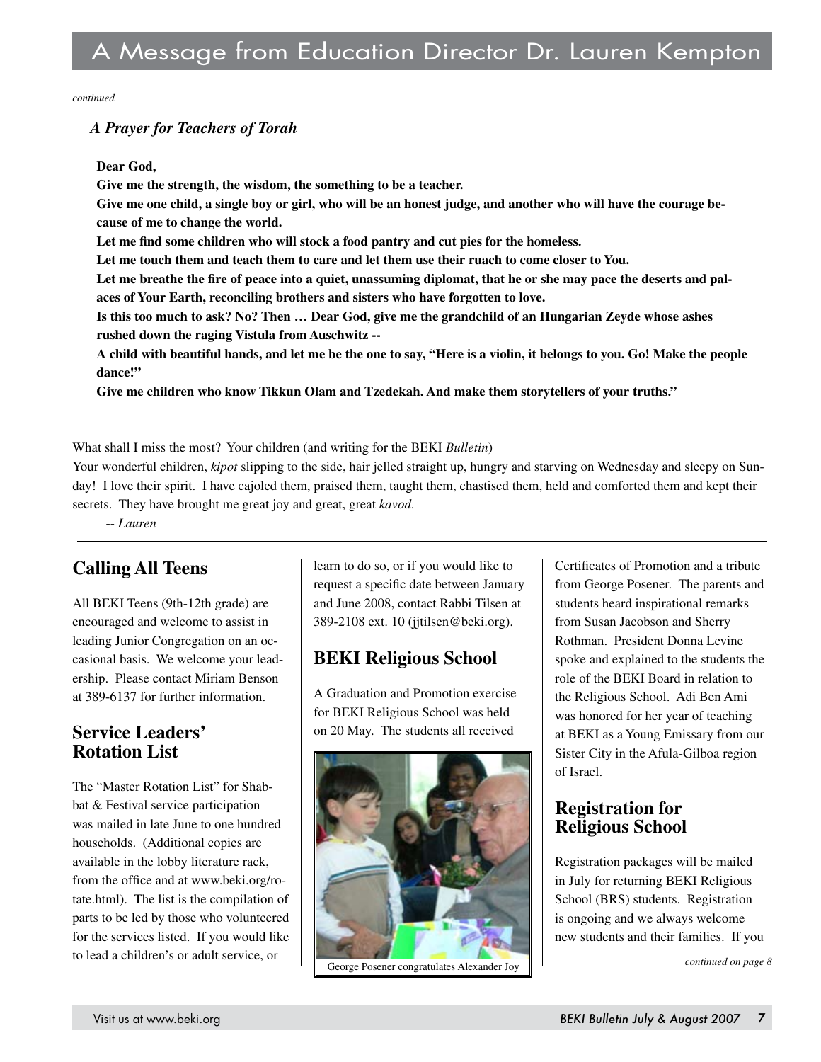# A Message from Education Director Dr. Lauren Kempton

*continued*

***A Prayer for Teachers of Torah***

**Dear God,**
**Give me the strength, the wisdom, the something to be a teacher.**
**Give me one child, a single boy or girl, who will be an honest judge, and another who will have the courage because of me to change the world.**
**Let me find some children who will stock a food pantry and cut pies for the homeless.**
**Let me touch them and teach them to care and let them use their ruach to come closer to You.**
**Let me breathe the fire of peace into a quiet, unassuming diplomat, that he or she may pace the deserts and palaces of Your Earth, reconciling brothers and sisters who have forgotten to love.**
**Is this too much to ask? No? Then … Dear God, give me the grandchild of an Hungarian Zeyde whose ashes rushed down the raging Vistula from Auschwitz --**
**A child with beautiful hands, and let me be the one to say, "Here is a violin, it belongs to you. Go! Make the people dance!"**
**Give me children who know Tikkun Olam and Tzedekah. And make them storytellers of your truths."**

What shall I miss the most? Your children (and writing for the BEKI *Bulletin*)
Your wonderful children, *kipot* slipping to the side, hair jelled straight up, hungry and starving on Wednesday and sleepy on Sunday! I love their spirit. I have cajoled them, praised them, taught them, chastised them, held and comforted them and kept their secrets. They have brought me great joy and great, great *kavod*.

*-- Lauren*

## Calling All Teens

All BEKI Teens (9th-12th grade) are encouraged and welcome to assist in leading Junior Congregation on an occasional basis. We welcome your leadership. Please contact Miriam Benson at 389-6137 for further information.

## Service Leaders' Rotation List

The "Master Rotation List" for Shabbat & Festival service participation was mailed in late June to one hundred households. (Additional copies are available in the lobby literature rack, from the office and at www.beki.org/rotate.html). The list is the compilation of parts to be led by those who volunteered for the services listed. If you would like to lead a children's or adult service, or learn to do so, or if you would like to request a specific date between January and June 2008, contact Rabbi Tilsen at 389-2108 ext. 10 (jjtilsen@beki.org).

## BEKI Religious School

A Graduation and Promotion exercise for BEKI Religious School was held on 20 May. The students all received Certificates of Promotion and a tribute from George Posener. The parents and students heard inspirational remarks from Susan Jacobson and Sherry Rothman. President Donna Levine spoke and explained to the students the role of the BEKI Board in relation to the Religious School. Adi Ben Ami was honored for her year of teaching at BEKI as a Young Emissary from our Sister City in the Afula-Gilboa region of Israel.

George Posener congratulates Alexander Joy

## Registration for Religious School

Registration packages will be mailed in July for returning BEKI Religious School (BRS) students. Registration is ongoing and we always welcome new students and their families. If you

*continued on page 8*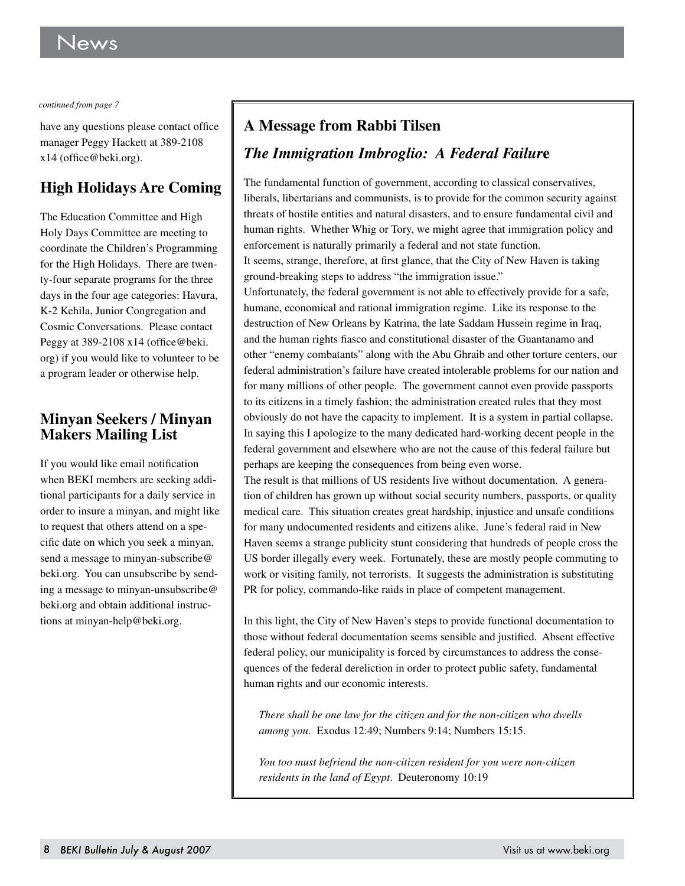*continued from page 7*

have any questions please contact office manager Peggy Hackett at 389-2108 x14 (office@beki.org).

## High Holidays Are Coming

The Education Committee and High Holy Days Committee are meeting to coordinate the Children's Programming for the High Holidays. There are twenty-four separate programs for the three days in the four age categories: Havura, K-2 Kehila, Junior Congregation and Cosmic Conversations. Please contact Peggy at 389-2108 x14 (office@beki.org) if you would like to volunteer to be a program leader or otherwise help.

## Minyan Seekers / Minyan Makers Mailing List

If you would like email notification when BEKI members are seeking additional participants for a daily service in order to insure a minyan, and might like to request that others attend on a specific date on which you seek a minyan, send a message to minyan-subscribe@beki.org. You can unsubscribe by sending a message to minyan-unsubscribe@beki.org and obtain additional instructions at minyan-help@beki.org.

## A Message from Rabbi Tilsen

### *The Immigration Imbroglio: A Federal Failure*

The fundamental function of government, according to classical conservatives, liberals, libertarians and communists, is to provide for the common security against threats of hostile entities and natural disasters, and to ensure fundamental civil and human rights. Whether Whig or Tory, we might agree that immigration policy and enforcement is naturally primarily a federal and not state function.

It seems, strange, therefore, at first glance, that the City of New Haven is taking ground-breaking steps to address "the immigration issue."

Unfortunately, the federal government is not able to effectively provide for a safe, humane, economical and rational immigration regime. Like its response to the destruction of New Orleans by Katrina, the late Saddam Hussein regime in Iraq, and the human rights fiasco and constitutional disaster of the Guantanamo and other "enemy combatants" along with the Abu Ghraib and other torture centers, our federal administration's failure have created intolerable problems for our nation and for many millions of other people. The government cannot even provide passports to its citizens in a timely fashion; the administration created rules that they most obviously do not have the capacity to implement. It is a system in partial collapse. In saying this I apologize to the many dedicated hard-working decent people in the federal government and elsewhere who are not the cause of this federal failure but perhaps are keeping the consequences from being even worse.

The result is that millions of US residents live without documentation. A generation of children has grown up without social security numbers, passports, or quality medical care. This situation creates great hardship, injustice and unsafe conditions for many undocumented residents and citizens alike. June's federal raid in New Haven seems a strange publicity stunt considering that hundreds of people cross the US border illegally every week. Fortunately, these are mostly people commuting to work or visiting family, not terrorists. It suggests the administration is substituting PR for policy, commando-like raids in place of competent management.

In this light, the City of New Haven's steps to provide functional documentation to those without federal documentation seems sensible and justified. Absent effective federal policy, our municipality is forced by circumstances to address the consequences of the federal dereliction in order to protect public safety, fundamental human rights and our economic interests.

> *There shall be one law for the citizen and for the non-citizen who dwells among you*. Exodus 12:49; Numbers 9:14; Numbers 15:15.
>
> *You too must befriend the non-citizen resident for you were non-citizen residents in the land of Egypt*. Deuteronomy 10:19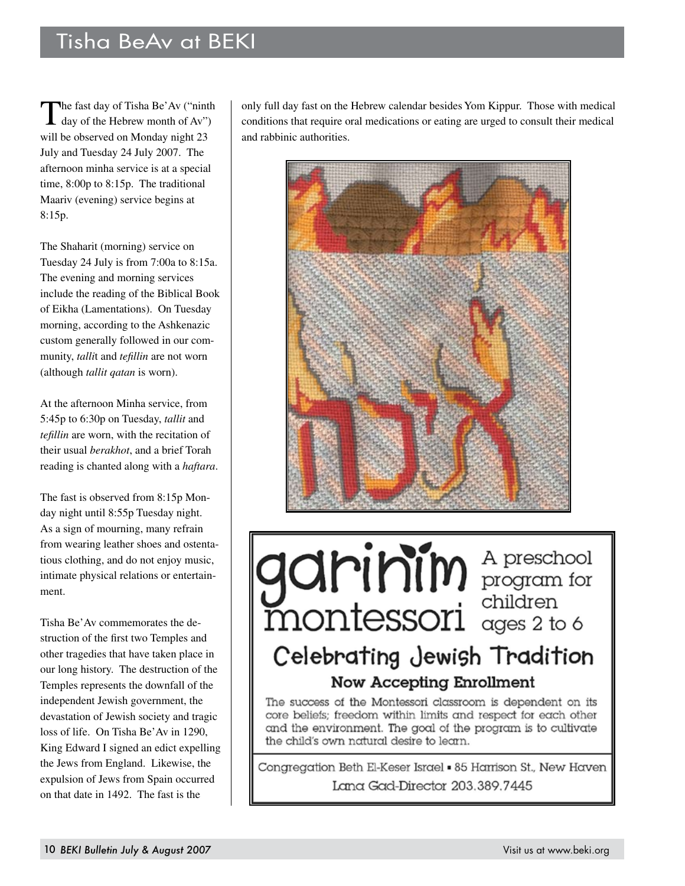# Tisha BeAv at BEKI

The fast day of Tisha Be'Av ("ninth day of the Hebrew month of Av") will be observed on Monday night 23 July and Tuesday 24 July 2007. The afternoon minha service is at a special time, 8:00p to 8:15p. The traditional Maariv (evening) service begins at 8:15p.

The Shaharit (morning) service on Tuesday 24 July is from 7:00a to 8:15a. The evening and morning services include the reading of the Biblical Book of Eikha (Lamentations). On Tuesday morning, according to the Ashkenazic custom generally followed in our community, *talli*t and *tefillin* are not worn (although *tallit qatan* is worn).

At the afternoon Minha service, from 5:45p to 6:30p on Tuesday, *tallit* and *tefillin* are worn, with the recitation of their usual *berakhot*, and a brief Torah reading is chanted along with a *haftara*.

The fast is observed from 8:15p Monday night until 8:55p Tuesday night. As a sign of mourning, many refrain from wearing leather shoes and ostentatious clothing, and do not enjoy music, intimate physical relations or entertainment.

Tisha Be'Av commemorates the destruction of the first two Temples and other tragedies that have taken place in our long history. The destruction of the Temples represents the downfall of the independent Jewish government, the devastation of Jewish society and tragic loss of life. On Tisha Be'Av in 1290, King Edward I signed an edict expelling the Jews from England. Likewise, the expulsion of Jews from Spain occurred on that date in 1492. The fast is the only full day fast on the Hebrew calendar besides Yom Kippur. Those with medical conditions that require oral medications or eating are urged to consult their medical and rabbinic authorities.

**garinim montessori** A preschool program for children ages 2 to 6

## Celebrating Jewish Tradition

**Now Accepting Enrollment**

The success of the Montessori classroom is dependent on its core beliefs; freedom within limits and respect for each other and the environment. The goal of the program is to cultivate the child's own natural desire to learn.

Congregation Beth El-Keser Israel • 85 Harrison St., New Haven
Lana Gad-Director 203.389.7445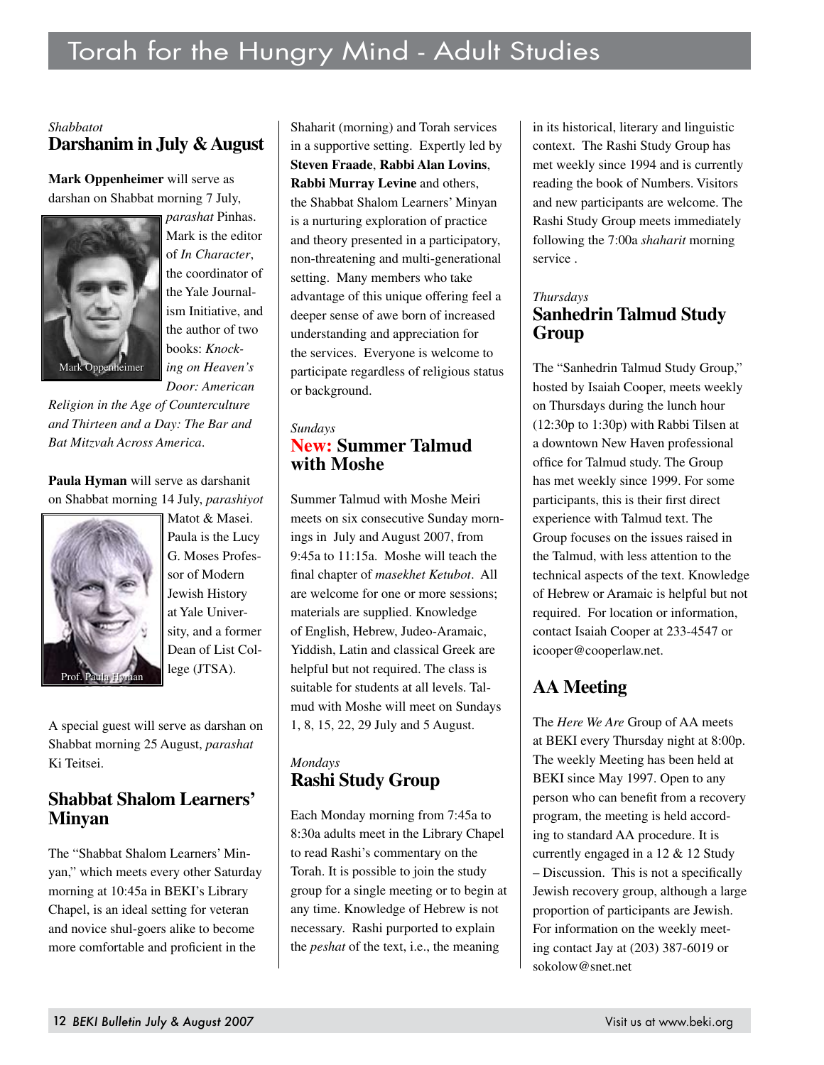# Torah for the Hungry Mind - Adult Studies

*Shabbatot*

## Darshanim in July & August

**Mark Oppenheimer** will serve as darshan on Shabbat morning 7 July, *parashat* Pinhas. Mark is the editor of *In Character*, the coordinator of the Yale Journalism Initiative, and the author of two books: *Knocking on Heaven's Door: American Religion in the Age of Counterculture and Thirteen and a Day: The Bar and Bat Mitzvah Across America*.

Mark Oppenheimer

**Paula Hyman** will serve as darshanit on Shabbat morning 14 July, *parashiyot* Matot & Masei. Paula is the Lucy G. Moses Professor of Modern Jewish History at Yale University, and a former Dean of List College (JTSA).

Prof. Paula Hyman

A special guest will serve as darshan on Shabbat morning 25 August, *parashat* Ki Teitsei.

## Shabbat Shalom Learners' Minyan

The "Shabbat Shalom Learners' Minyan," which meets every other Saturday morning at 10:45a in BEKI's Library Chapel, is an ideal setting for veteran and novice shul-goers alike to become more comfortable and proficient in the Shaharit (morning) and Torah services in a supportive setting. Expertly led by **Steven Fraade**, **Rabbi Alan Lovins**, **Rabbi Murray Levine** and others, the Shabbat Shalom Learners' Minyan is a nurturing exploration of practice and theory presented in a participatory, non-threatening and multi-generational setting. Many members who take advantage of this unique offering feel a deeper sense of awe born of increased understanding and appreciation for the services. Everyone is welcome to participate regardless of religious status or background.

*Sundays*

## New: Summer Talmud with Moshe

Summer Talmud with Moshe Meiri meets on six consecutive Sunday mornings in July and August 2007, from 9:45a to 11:15a. Moshe will teach the final chapter of *masekhet Ketubot*. All are welcome for one or more sessions; materials are supplied. Knowledge of English, Hebrew, Judeo-Aramaic, Yiddish, Latin and classical Greek are helpful but not required. The class is suitable for students at all levels. Talmud with Moshe will meet on Sundays 1, 8, 15, 22, 29 July and 5 August.

*Mondays*

## Rashi Study Group

Each Monday morning from 7:45a to 8:30a adults meet in the Library Chapel to read Rashi's commentary on the Torah. It is possible to join the study group for a single meeting or to begin at any time. Knowledge of Hebrew is not necessary. Rashi purported to explain the *peshat* of the text, i.e., the meaning in its historical, literary and linguistic context. The Rashi Study Group has met weekly since 1994 and is currently reading the book of Numbers. Visitors and new participants are welcome. The Rashi Study Group meets immediately following the 7:00a *shaharit* morning service .

*Thursdays*

## Sanhedrin Talmud Study Group

The "Sanhedrin Talmud Study Group," hosted by Isaiah Cooper, meets weekly on Thursdays during the lunch hour (12:30p to 1:30p) with Rabbi Tilsen at a downtown New Haven professional office for Talmud study. The Group has met weekly since 1999. For some participants, this is their first direct experience with Talmud text. The Group focuses on the issues raised in the Talmud, with less attention to the technical aspects of the text. Knowledge of Hebrew or Aramaic is helpful but not required. For location or information, contact Isaiah Cooper at 233-4547 or icooper@cooperlaw.net.

## AA Meeting

The *Here We Are* Group of AA meets at BEKI every Thursday night at 8:00p. The weekly Meeting has been held at BEKI since May 1997. Open to any person who can benefit from a recovery program, the meeting is held according to standard AA procedure. It is currently engaged in a 12 & 12 Study – Discussion. This is not a specifically Jewish recovery group, although a large proportion of participants are Jewish. For information on the weekly meeting contact Jay at (203) 387-6019 or sokolow@snet.net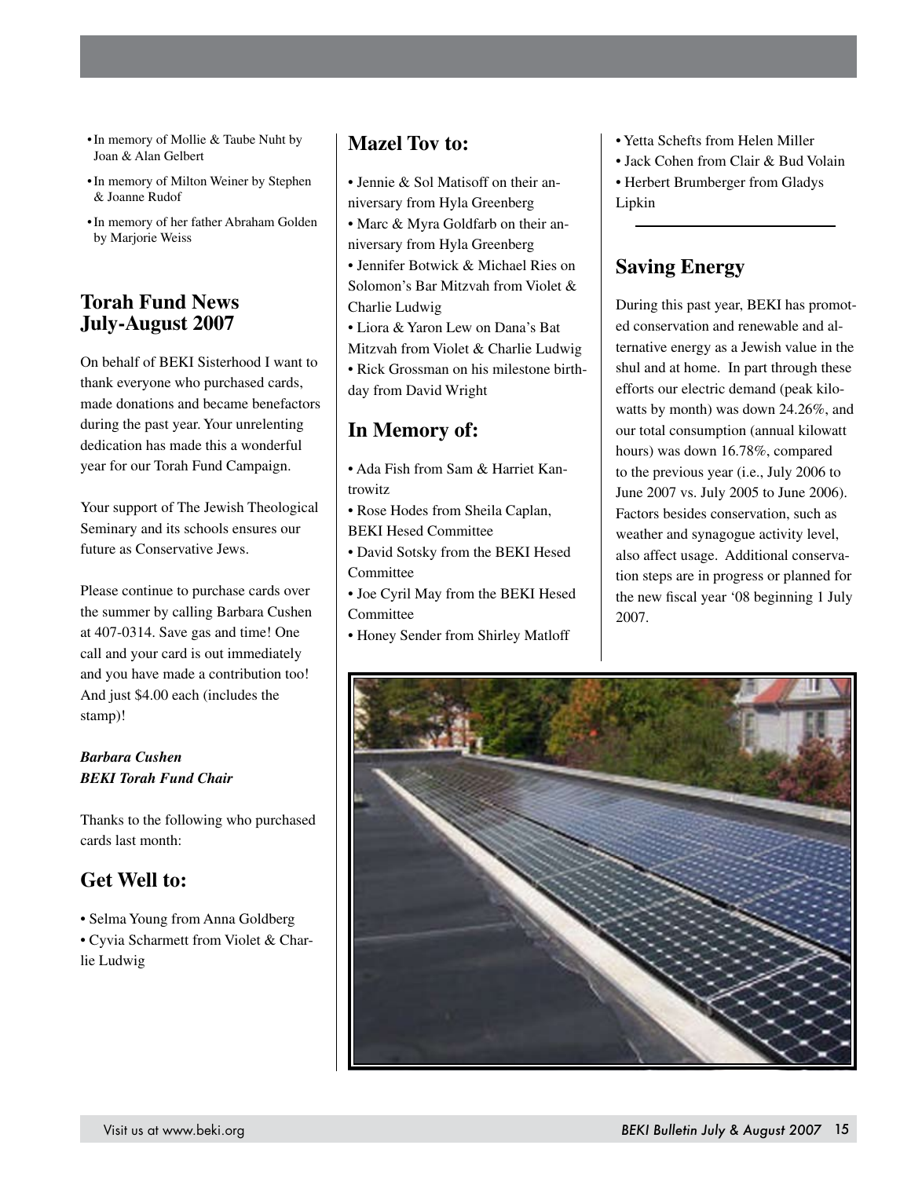- In memory of Mollie & Taube Nuht by Joan & Alan Gelbert
- In memory of Milton Weiner by Stephen & Joanne Rudof
- In memory of her father Abraham Golden by Marjorie Weiss

## Torah Fund News July-August 2007

On behalf of BEKI Sisterhood I want to thank everyone who purchased cards, made donations and became benefactors during the past year. Your unrelenting dedication has made this a wonderful year for our Torah Fund Campaign.

Your support of The Jewish Theological Seminary and its schools ensures our future as Conservative Jews.

Please continue to purchase cards over the summer by calling Barbara Cushen at 407-0314. Save gas and time! One call and your card is out immediately and you have made a contribution too! And just $4.00 each (includes the stamp)!

***Barbara Cushen***
***BEKI Torah Fund Chair***

Thanks to the following who purchased cards last month:

## Get Well to:

- Selma Young from Anna Goldberg
- Cyvia Scharmett from Violet & Charlie Ludwig

## Mazel Tov to:

- Jennie & Sol Matisoff on their anniversary from Hyla Greenberg
- Marc & Myra Goldfarb on their anniversary from Hyla Greenberg
- Jennifer Botwick & Michael Ries on Solomon's Bar Mitzvah from Violet & Charlie Ludwig
- Liora & Yaron Lew on Dana's Bat Mitzvah from Violet & Charlie Ludwig
- Rick Grossman on his milestone birthday from David Wright

## In Memory of:

- Ada Fish from Sam & Harriet Kantrowitz
- Rose Hodes from Sheila Caplan, BEKI Hesed Committee
- David Sotsky from the BEKI Hesed Committee
- Joe Cyril May from the BEKI Hesed Committee
- Honey Sender from Shirley Matloff
- Yetta Schefts from Helen Miller
- Jack Cohen from Clair & Bud Volain
- Herbert Brumberger from Gladys Lipkin

---

## Saving Energy

During this past year, BEKI has promoted conservation and renewable and alternative energy as a Jewish value in the shul and at home. In part through these efforts our electric demand (peak kilowatts by month) was down 24.26%, and our total consumption (annual kilowatt hours) was down 16.78%, compared to the previous year (i.e., July 2006 to June 2007 vs. July 2005 to June 2006). Factors besides conservation, such as weather and synagogue activity level, also affect usage. Additional conservation steps are in progress or planned for the new fiscal year '08 beginning 1 July 2007.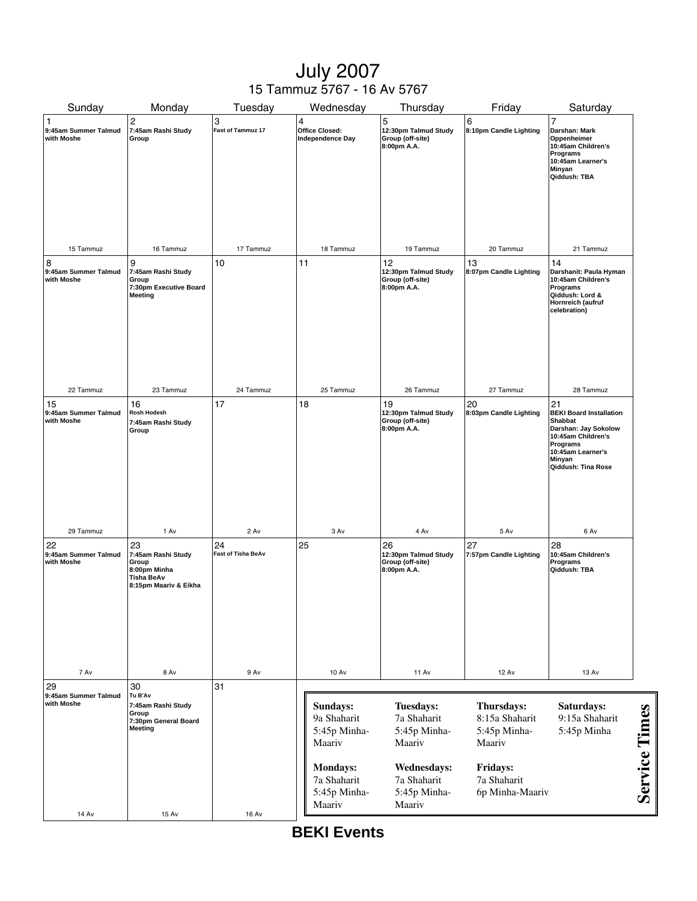# July 2007

15 Tammuz 5767 - 16 Av 5767

| Sunday | Monday | Tuesday | Wednesday | Thursday | Friday | Saturday |
|---|---|---|---|---|---|---|
| 1<br>9:45am Summer Talmud with Moshe<br>15 Tammuz | 2<br>7:45am Rashi Study Group<br>16 Tammuz | 3<br>Fast of Tammuz 17<br>17 Tammuz | 4<br>Office Closed: Independence Day<br>18 Tammuz | 5<br>12:30pm Talmud Study Group (off-site)<br>8:00pm A.A.<br>19 Tammuz | 6<br>8:10pm Candle Lighting<br>20 Tammuz | 7<br>Darshan: Mark Oppenheimer<br>10:45am Children's Programs<br>10:45am Learner's Minyan<br>Qiddush: TBA<br>21 Tammuz |
| 8<br>9:45am Summer Talmud with Moshe<br>22 Tammuz | 9<br>7:45am Rashi Study Group<br>7:30pm Executive Board Meeting<br>23 Tammuz | 10<br>24 Tammuz | 11<br>25 Tammuz | 12<br>12:30pm Talmud Study Group (off-site)<br>8:00pm A.A.<br>26 Tammuz | 13<br>8:07pm Candle Lighting<br>27 Tammuz | 14<br>Darshanit: Paula Hyman<br>10:45am Children's Programs<br>Qiddush: Lord & Hornreich (aufruf celebration)<br>28 Tammuz |
| 15<br>9:45am Summer Talmud with Moshe<br>29 Tammuz | 16<br>Rosh Hodesh<br>7:45am Rashi Study Group<br>1 Av | 17<br>2 Av | 18<br>3 Av | 19<br>12:30pm Talmud Study Group (off-site)<br>8:00pm A.A.<br>4 Av | 20<br>8:03pm Candle Lighting<br>5 Av | 21<br>BEKI Board Installation Shabbat<br>Darshan: Jay Sokolow<br>10:45am Children's Programs<br>10:45am Learner's Minyan<br>Qiddush: Tina Rose<br>6 Av |
| 22<br>9:45am Summer Talmud with Moshe<br>7 Av | 23<br>7:45am Rashi Study Group<br>8:00pm Minha<br>Tisha BeAv<br>8:15pm Maariv & Eikha<br>8 Av | 24<br>Fast of Tisha BeAv<br>9 Av | 25<br>10 Av | 26<br>12:30pm Talmud Study Group (off-site)<br>8:00pm A.A.<br>11 Av | 27<br>7:57pm Candle Lighting<br>12 Av | 28<br>10:45am Children's Programs<br>Qiddush: TBA<br>13 Av |
| 29<br>9:45am Summer Talmud with Moshe<br>14 Av | 30<br>Tu B'Av<br>7:45am Rashi Study Group<br>7:30pm General Board Meeting<br>15 Av | 31<br>16 Av | | | | |

## Service Times

| Sundays: | Tuesdays: | Thursdays: | Saturdays: |
|---|---|---|---|
| 9a Shaharit<br>5:45p Minha-Maariv | 7a Shaharit<br>5:45p Minha-Maariv | 8:15a Shaharit<br>5:45p Minha-Maariv | 9:15a Shaharit<br>5:45p Minha |
| **Mondays:**<br>7a Shaharit<br>5:45p Minha-Maariv | **Wednesdays:**<br>7a Shaharit<br>5:45p Minha-Maariv | **Fridays:**<br>7a Shaharit<br>6p Minha-Maariv | |

**BEKI Events**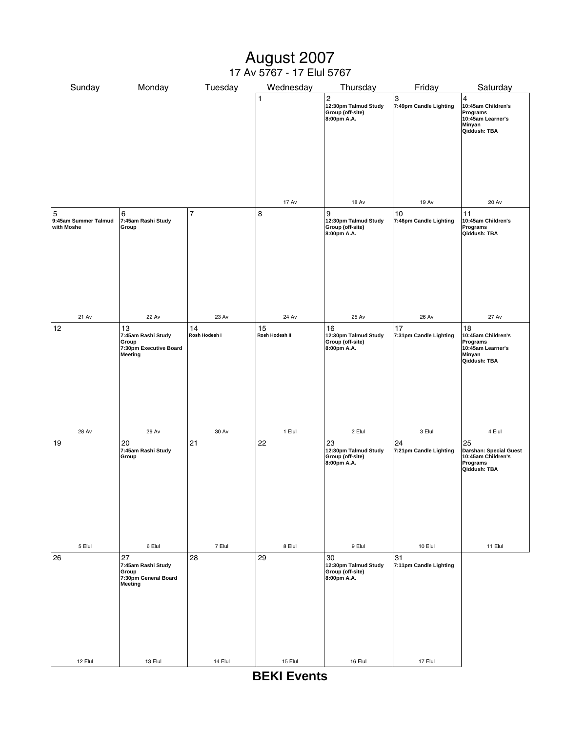# August 2007

17 Av 5767 - 17 Elul 5767

| Sunday | Monday | Tuesday | Wednesday | Thursday | Friday | Saturday |
|---|---|---|---|---|---|---|
| | | | 1<br><br>17 Av | 2<br>**12:30pm Talmud Study Group (off-site)**<br>**8:00pm A.A.**<br><br>18 Av | 3<br>**7:49pm Candle Lighting**<br><br>19 Av | 4<br>**10:45am Children's Programs**<br>**10:45am Learner's Minyan**<br>**Qiddush: TBA**<br><br>20 Av |
| 5<br>**9:45am Summer Talmud with Moshe**<br><br>21 Av | 6<br>**7:45am Rashi Study Group**<br><br>22 Av | 7<br><br>23 Av | 8<br><br>24 Av | 9<br>**12:30pm Talmud Study Group (off-site)**<br>**8:00pm A.A.**<br><br>25 Av | 10<br>**7:46pm Candle Lighting**<br><br>26 Av | 11<br>**10:45am Children's Programs**<br>**Qiddush: TBA**<br><br>27 Av |
| 12<br><br>28 Av | 13<br>**7:45am Rashi Study Group**<br>**7:30pm Executive Board Meeting**<br><br>29 Av | 14<br>**Rosh Hodesh I**<br><br>30 Av | 15<br>**Rosh Hodesh II**<br><br>1 Elul | 16<br>**12:30pm Talmud Study Group (off-site)**<br>**8:00pm A.A.**<br><br>2 Elul | 17<br>**7:31pm Candle Lighting**<br><br>3 Elul | 18<br>**10:45am Children's Programs**<br>**10:45am Learner's Minyan**<br>**Qiddush: TBA**<br><br>4 Elul |
| 19<br><br>5 Elul | 20<br>**7:45am Rashi Study Group**<br><br>6 Elul | 21<br><br>7 Elul | 22<br><br>8 Elul | 23<br>**12:30pm Talmud Study Group (off-site)**<br>**8:00pm A.A.**<br><br>9 Elul | 24<br>**7:21pm Candle Lighting**<br><br>10 Elul | 25<br>**Darshan: Special Guest**<br>**10:45am Children's Programs**<br>**Qiddush: TBA**<br><br>11 Elul |
| 26<br><br>12 Elul | 27<br>**7:45am Rashi Study Group**<br>**7:30pm General Board Meeting**<br><br>13 Elul | 28<br><br>14 Elul | 29<br><br>15 Elul | 30<br>**12:30pm Talmud Study Group (off-site)**<br>**8:00pm A.A.**<br><br>16 Elul | 31<br>**7:11pm Candle Lighting**<br><br>17 Elul | |

**BEKI Events**